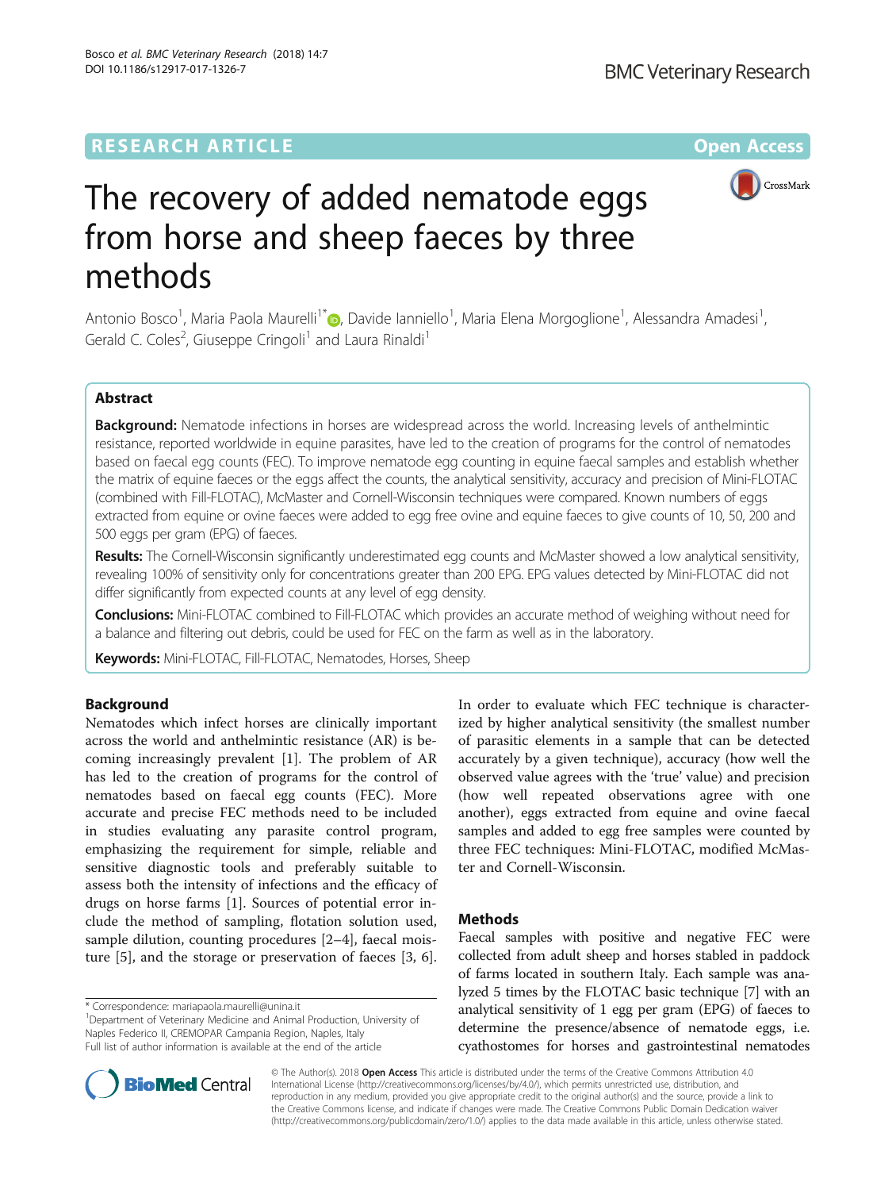**RESEARCH ARTICLE** **Open Access**

# The recovery of added nematode eggs from horse and sheep faeces by three methods

Antonio Bosco[1], Maria Paola Maurelli[1*], Davide Ianniello[1], Maria Elena Morgoglione[1], Alessandra Amadesi[1], Gerald C. Coles[2], Giuseppe Cringoli[1] and Laura Rinaldi[1]

## Abstract

**Background:** Nematode infections in horses are widespread across the world. Increasing levels of anthelmintic resistance, reported worldwide in equine parasites, have led to the creation of programs for the control of nematodes based on faecal egg counts (FEC). To improve nematode egg counting in equine faecal samples and establish whether the matrix of equine faeces or the eggs affect the counts, the analytical sensitivity, accuracy and precision of Mini-FLOTAC (combined with Fill-FLOTAC), McMaster and Cornell-Wisconsin techniques were compared. Known numbers of eggs extracted from equine or ovine faeces were added to egg free ovine and equine faeces to give counts of 10, 50, 200 and 500 eggs per gram (EPG) of faeces.

**Results:** The Cornell-Wisconsin significantly underestimated egg counts and McMaster showed a low analytical sensitivity, revealing 100% of sensitivity only for concentrations greater than 200 EPG. EPG values detected by Mini-FLOTAC did not differ significantly from expected counts at any level of egg density.

**Conclusions:** Mini-FLOTAC combined to Fill-FLOTAC which provides an accurate method of weighing without need for a balance and filtering out debris, could be used for FEC on the farm as well as in the laboratory.

**Keywords:** Mini-FLOTAC, Fill-FLOTAC, Nematodes, Horses, Sheep

## Background

Nematodes which infect horses are clinically important across the world and anthelmintic resistance (AR) is becoming increasingly prevalent [1]. The problem of AR has led to the creation of programs for the control of nematodes based on faecal egg counts (FEC). More accurate and precise FEC methods need to be included in studies evaluating any parasite control program, emphasizing the requirement for simple, reliable and sensitive diagnostic tools and preferably suitable to assess both the intensity of infections and the efficacy of drugs on horse farms [1]. Sources of potential error include the method of sampling, flotation solution used, sample dilution, counting procedures [2–4], faecal moisture [5], and the storage or preservation of faeces [3, 6].

In order to evaluate which FEC technique is characterized by higher analytical sensitivity (the smallest number of parasitic elements in a sample that can be detected accurately by a given technique), accuracy (how well the observed value agrees with the 'true' value) and precision (how well repeated observations agree with one another), eggs extracted from equine and ovine faecal samples and added to egg free samples were counted by three FEC techniques: Mini-FLOTAC, modified McMaster and Cornell-Wisconsin.

## Methods

Faecal samples with positive and negative FEC were collected from adult sheep and horses stabled in paddock of farms located in southern Italy. Each sample was analyzed 5 times by the FLOTAC basic technique [7] with an analytical sensitivity of 1 egg per gram (EPG) of faeces to determine the presence/absence of nematode eggs, i.e. cyathostomes for horses and gastrointestinal nematodes

\* Correspondence: mariapaola.maurelli@unina.it
[1]Department of Veterinary Medicine and Animal Production, University of Naples Federico II, CREMOPAR Campania Region, Naples, Italy
Full list of author information is available at the end of the article

© The Author(s). 2018 **Open Access** This article is distributed under the terms of the Creative Commons Attribution 4.0 International License (http://creativecommons.org/licenses/by/4.0/), which permits unrestricted use, distribution, and reproduction in any medium, provided you give appropriate credit to the original author(s) and the source, provide a link to the Creative Commons license, and indicate if changes were made. The Creative Commons Public Domain Dedication waiver (http://creativecommons.org/publicdomain/zero/1.0/) applies to the data made available in this article, unless otherwise stated.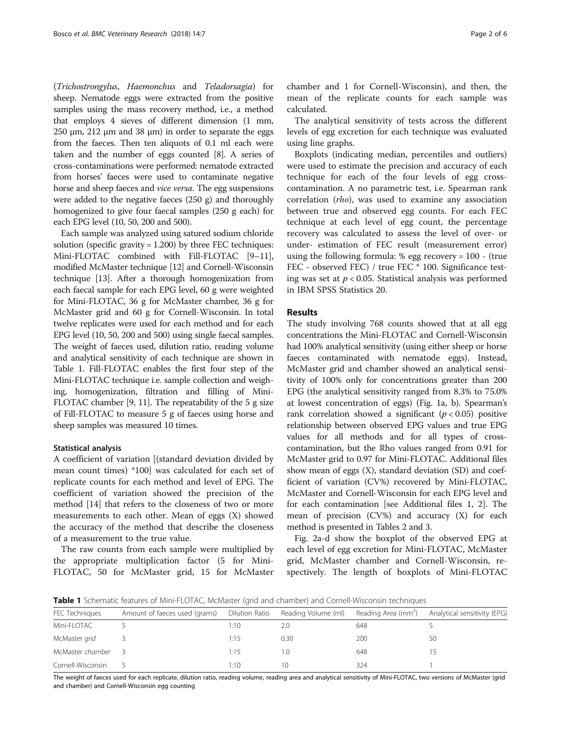(*Trichostrongylus*, *Haemonchus* and *Teladorsagia*) for sheep. Nematode eggs were extracted from the positive samples using the mass recovery method, i.e., a method that employs 4 sieves of different dimension (1 mm, 250 μm, 212 μm and 38 μm) in order to separate the eggs from the faeces. Then ten aliquots of 0.1 ml each were taken and the number of eggs counted [8]. A series of cross-contaminations were performed: nematode extracted from horses' faeces were used to contaminate negative horse and sheep faeces and *vice versa*. The egg suspensions were added to the negative faeces (250 g) and thoroughly homogenized to give four faecal samples (250 g each) for each EPG level (10, 50, 200 and 500).

Each sample was analyzed using satured sodium chloride solution (specific gravity = 1.200) by three FEC techniques: Mini-FLOTAC combined with Fill-FLOTAC [9–11], modified McMaster technique [12] and Cornell-Wisconsin technique [13]. After a thorough homogenization from each faecal sample for each EPG level, 60 g were weighted for Mini-FLOTAC, 36 g for McMaster chamber, 36 g for McMaster grid and 60 g for Cornell-Wisconsin. In total twelve replicates were used for each method and for each EPG level (10, 50, 200 and 500) using single faecal samples. The weight of faeces used, dilution ratio, reading volume and analytical sensitivity of each technique are shown in Table 1. Fill-FLOTAC enables the first four step of the Mini-FLOTAC technique i.e. sample collection and weighing, homogenization, filtration and filling of Mini-FLOTAC chamber [9, 11]. The repeatability of the 5 g size of Fill-FLOTAC to measure 5 g of faeces using horse and sheep samples was measured 10 times.

### Statistical analysis

A coefficient of variation [(standard deviation divided by mean count times) *100] was calculated for each set of replicate counts for each method and level of EPG. The coefficient of variation showed the precision of the method [14] that refers to the closeness of two or more measurements to each other. Mean of eggs (X) showed the accuracy of the method that describe the closeness of a measurement to the true value.

The raw counts from each sample were multiplied by the appropriate multiplication factor (5 for Mini-FLOTAC, 50 for McMaster grid, 15 for McMaster chamber and 1 for Cornell-Wisconsin), and then, the mean of the replicate counts for each sample was calculated.

The analytical sensitivity of tests across the different levels of egg excretion for each technique was evaluated using line graphs.

Boxplots (indicating median, percentiles and outliers) were used to estimate the precision and accuracy of each technique for each of the four levels of egg cross-contamination. A no parametric test, i.e. Spearman rank correlation (*rho*), was used to examine any association between true and observed egg counts. For each FEC technique at each level of egg count, the percentage recovery was calculated to assess the level of over- or under- estimation of FEC result (measurement error) using the following formula: % egg recovery = 100 - (true FEC - observed FEC) / true FEC * 100. Significance testing was set at $p < 0.05$. Statistical analysis was performed in IBM SPSS Statistics 20.

## Results

The study involving 768 counts showed that at all egg concentrations the Mini-FLOTAC and Cornell-Wisconsin had 100% analytical sensitivity (using either sheep or horse faeces contaminated with nematode eggs). Instead, McMaster grid and chamber showed an analytical sensitivity of 100% only for concentrations greater than 200 EPG (the analytical sensitivity ranged from 8.3% to 75.0% at lowest concentration of eggs) (Fig. 1a, b). Spearman's rank correlation showed a significant ($p < 0.05$) positive relationship between observed EPG values and true EPG values for all methods and for all types of cross-contamination, but the Rho values ranged from 0.91 for McMaster grid to 0.97 for Mini-FLOTAC. Additional files show mean of eggs (X), standard deviation (SD) and coefficient of variation (CV%) recovered by Mini-FLOTAC, McMaster and Cornell-Wisconsin for each EPG level and for each contamination [see Additional files 1, 2]. The mean of precision (CV%) and accuracy (X) for each method is presented in Tables 2 and 3.

Fig. 2a-d show the boxplot of the observed EPG at each level of egg excretion for Mini-FLOTAC, McMaster grid, McMaster chamber and Cornell-Wisconsin, respectively. The length of boxplots of Mini-FLOTAC

**Table 1** Schematic features of Mini-FLOTAC, McMaster (grid and chamber) and Cornell-Wisconsin techniques

| FEC Techniques | Amount of faeces used (grams) | Dilution Ratio | Reading Volume (ml) | Reading Area (mm$^2$) | Analytical sensitivity (EPG) |
|---|---|---|---|---|---|
| Mini-FLOTAC | 5 | 1:10 | 2.0 | 648 | 5 |
| McMaster *grid* | 3 | 1:15 | 0.30 | 200 | 50 |
| McMaster *chamber* | 3 | 1:15 | 1.0 | 648 | 15 |
| Cornell-Wisconsin | 5 | 1:10 | 10 | 324 | 1 |

The weight of faeces used for each replicate, dilution ratio, reading volume, reading area and analytical sensitivity of Mini-FLOTAC, two versions of McMaster (grid and chamber) and Cornell-Wisconsin egg counting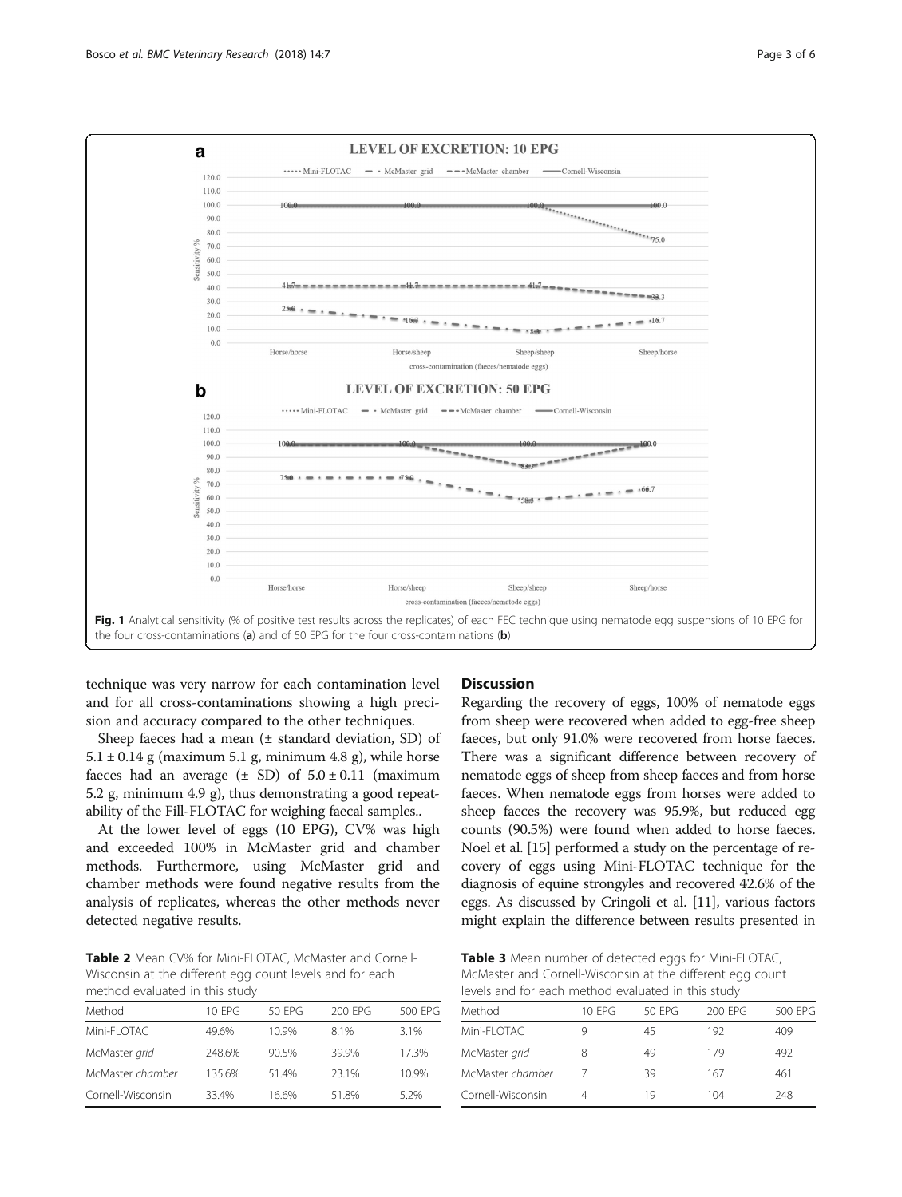Fig. 1 Analytical sensitivity (% of positive test results across the replicates) of each FEC technique using nematode egg suspensions of 10 EPG for the four cross-contaminations (**a**) and of 50 EPG for the four cross-contaminations (**b**)

technique was very narrow for each contamination level and for all cross-contaminations showing a high precision and accuracy compared to the other techniques.

Sheep faeces had a mean (± standard deviation, SD) of 5.1 ± 0.14 g (maximum 5.1 g, minimum 4.8 g), while horse faeces had an average (± SD) of 5.0 ± 0.11 (maximum 5.2 g, minimum 4.9 g), thus demonstrating a good repeatability of the Fill-FLOTAC for weighing faecal samples..

At the lower level of eggs (10 EPG), CV% was high and exceeded 100% in McMaster grid and chamber methods. Furthermore, using McMaster grid and chamber methods were found negative results from the analysis of replicates, whereas the other methods never detected negative results.

**Table 2** Mean CV% for Mini-FLOTAC, McMaster and Cornell-Wisconsin at the different egg count levels and for each method evaluated in this study

| Method | 10 EPG | 50 EPG | 200 EPG | 500 EPG |
|---|---|---|---|---|
| Mini-FLOTAC | 49.6% | 10.9% | 8.1% | 3.1% |
| McMaster *grid* | 248.6% | 90.5% | 39.9% | 17.3% |
| McMaster *chamber* | 135.6% | 51.4% | 23.1% | 10.9% |
| Cornell-Wisconsin | 33.4% | 16.6% | 51.8% | 5.2% |

## Discussion

Regarding the recovery of eggs, 100% of nematode eggs from sheep were recovered when added to egg-free sheep faeces, but only 91.0% were recovered from horse faeces. There was a significant difference between recovery of nematode eggs of sheep from sheep faeces and from horse faeces. When nematode eggs from horses were added to sheep faeces the recovery was 95.9%, but reduced egg counts (90.5%) were found when added to horse faeces. Noel et al. [15] performed a study on the percentage of recovery of eggs using Mini-FLOTAC technique for the diagnosis of equine strongyles and recovered 42.6% of the eggs. As discussed by Cringoli et al. [11], various factors might explain the difference between results presented in

**Table 3** Mean number of detected eggs for Mini-FLOTAC, McMaster and Cornell-Wisconsin at the different egg count levels and for each method evaluated in this study

| Method | 10 EPG | 50 EPG | 200 EPG | 500 EPG |
|---|---|---|---|---|
| Mini-FLOTAC | 9 | 45 | 192 | 409 |
| McMaster *grid* | 8 | 49 | 179 | 492 |
| McMaster *chamber* | 7 | 39 | 167 | 461 |
| Cornell-Wisconsin | 4 | 19 | 104 | 248 |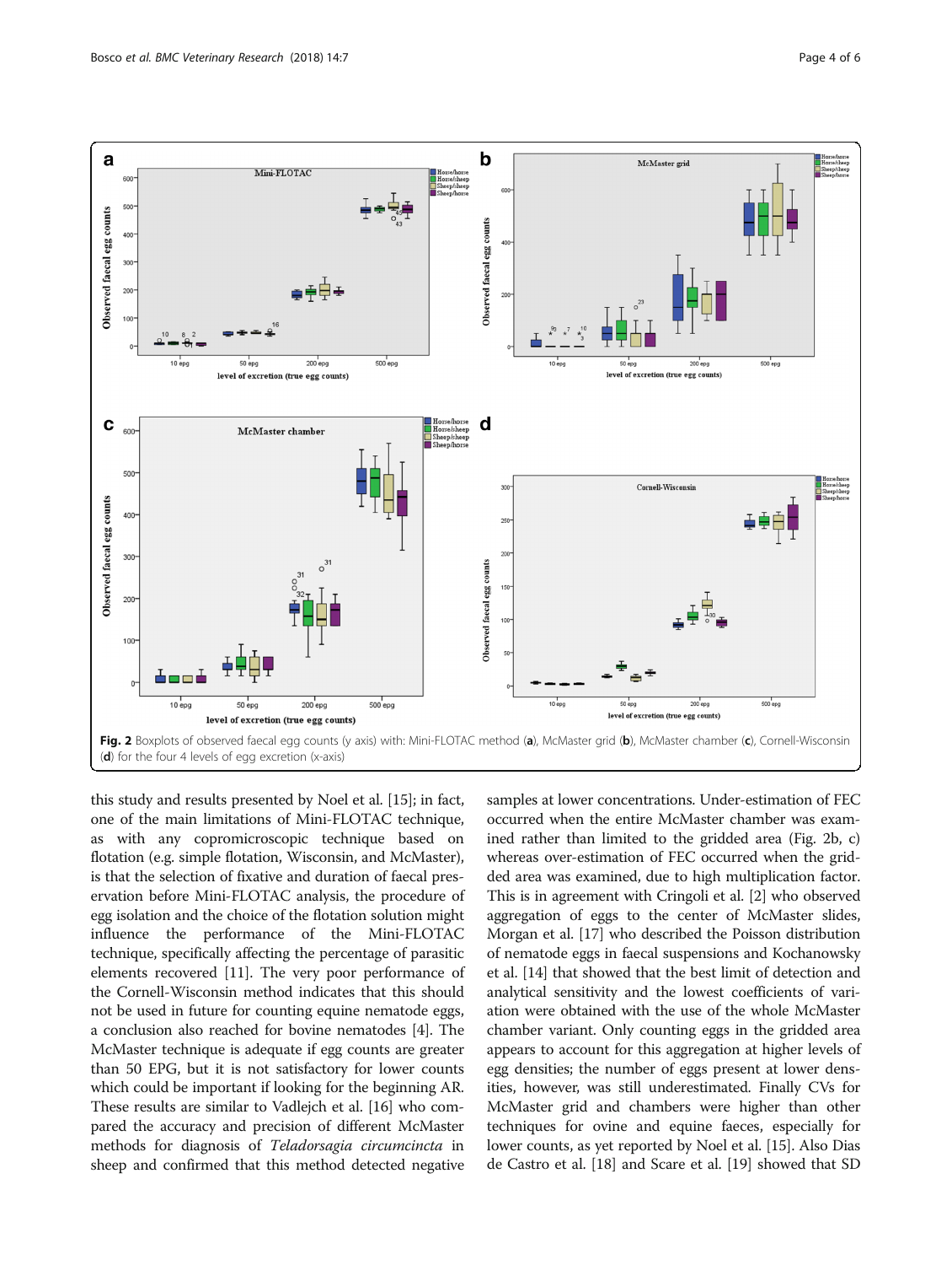**Fig. 2** Boxplots of observed faecal egg counts (y axis) with: Mini-FLOTAC method (**a**), McMaster grid (**b**), McMaster chamber (**c**), Cornell-Wisconsin (**d**) for the four 4 levels of egg excretion (x-axis)

this study and results presented by Noel et al. [15]; in fact, one of the main limitations of Mini-FLOTAC technique, as with any copromicroscopic technique based on flotation (e.g. simple flotation, Wisconsin, and McMaster), is that the selection of fixative and duration of faecal preservation before Mini-FLOTAC analysis, the procedure of egg isolation and the choice of the flotation solution might influence the performance of the Mini-FLOTAC technique, specifically affecting the percentage of parasitic elements recovered [11]. The very poor performance of the Cornell-Wisconsin method indicates that this should not be used in future for counting equine nematode eggs, a conclusion also reached for bovine nematodes [4]. The McMaster technique is adequate if egg counts are greater than 50 EPG, but it is not satisfactory for lower counts which could be important if looking for the beginning AR. These results are similar to Vadlejch et al. [16] who compared the accuracy and precision of different McMaster methods for diagnosis of *Teladorsagia circumcincta* in sheep and confirmed that this method detected negative samples at lower concentrations. Under-estimation of FEC occurred when the entire McMaster chamber was examined rather than limited to the gridded area (Fig. 2b, c) whereas over-estimation of FEC occurred when the gridded area was examined, due to high multiplication factor. This is in agreement with Cringoli et al. [2] who observed aggregation of eggs to the center of McMaster slides, Morgan et al. [17] who described the Poisson distribution of nematode eggs in faecal suspensions and Kochanowsky et al. [14] that showed that the best limit of detection and analytical sensitivity and the lowest coefficients of variation were obtained with the use of the whole McMaster chamber variant. Only counting eggs in the gridded area appears to account for this aggregation at higher levels of egg densities; the number of eggs present at lower densities, however, was still underestimated. Finally CVs for McMaster grid and chambers were higher than other techniques for ovine and equine faeces, especially for lower counts, as yet reported by Noel et al. [15]. Also Dias de Castro et al. [18] and Scare et al. [19] showed that SD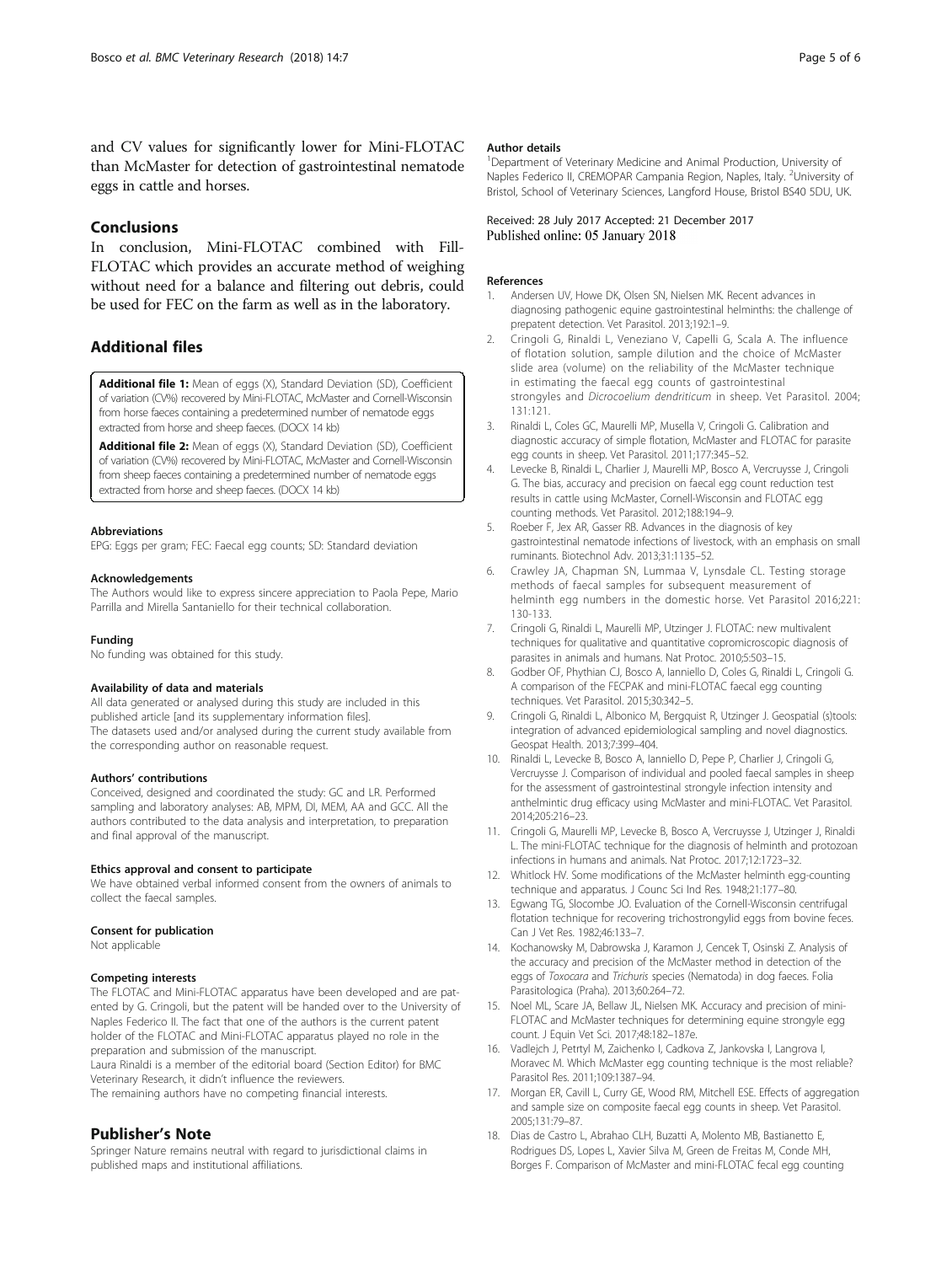and CV values for significantly lower for Mini-FLOTAC than McMaster for detection of gastrointestinal nematode eggs in cattle and horses.

## Conclusions

In conclusion, Mini-FLOTAC combined with Fill-FLOTAC which provides an accurate method of weighing without need for a balance and filtering out debris, could be used for FEC on the farm as well as in the laboratory.

## Additional files

**Additional file 1:** Mean of eggs (X), Standard Deviation (SD), Coefficient of variation (CV%) recovered by Mini-FLOTAC, McMaster and Cornell-Wisconsin from horse faeces containing a predetermined number of nematode eggs extracted from horse and sheep faeces. (DOCX 14 kb)

**Additional file 2:** Mean of eggs (X), Standard Deviation (SD), Coefficient of variation (CV%) recovered by Mini-FLOTAC, McMaster and Cornell-Wisconsin from sheep faeces containing a predetermined number of nematode eggs extracted from horse and sheep faeces. (DOCX 14 kb)

#### Abbreviations

EPG: Eggs per gram; FEC: Faecal egg counts; SD: Standard deviation

#### Acknowledgements

The Authors would like to express sincere appreciation to Paola Pepe, Mario Parrilla and Mirella Santaniello for their technical collaboration.

#### Funding

No funding was obtained for this study.

#### Availability of data and materials

All data generated or analysed during this study are included in this published article [and its supplementary information files].
The datasets used and/or analysed during the current study available from the corresponding author on reasonable request.

#### Authors' contributions

Conceived, designed and coordinated the study: GC and LR. Performed sampling and laboratory analyses: AB, MPM, DI, MEM, AA and GCC. All the authors contributed to the data analysis and interpretation, to preparation and final approval of the manuscript.

#### Ethics approval and consent to participate

We have obtained verbal informed consent from the owners of animals to collect the faecal samples.

#### Consent for publication

Not applicable

#### Competing interests

The FLOTAC and Mini-FLOTAC apparatus have been developed and are patented by G. Cringoli, but the patent will be handed over to the University of Naples Federico II. The fact that one of the authors is the current patent holder of the FLOTAC and Mini-FLOTAC apparatus played no role in the preparation and submission of the manuscript.
Laura Rinaldi is a member of the editorial board (Section Editor) for BMC Veterinary Research, it didn't influence the reviewers.
The remaining authors have no competing financial interests.

## Publisher's Note

Springer Nature remains neutral with regard to jurisdictional claims in published maps and institutional affiliations.

#### Author details

[1]Department of Veterinary Medicine and Animal Production, University of Naples Federico II, CREMOPAR Campania Region, Naples, Italy. [2]University of Bristol, School of Veterinary Sciences, Langford House, Bristol BS40 5DU, UK.

Received: 28 July 2017 Accepted: 21 December 2017
Published online: 05 January 2018

#### References

1. Andersen UV, Howe DK, Olsen SN, Nielsen MK. Recent advances in diagnosing pathogenic equine gastrointestinal helminths: the challenge of prepatent detection. Vet Parasitol. 2013;192:1–9.
2. Cringoli G, Rinaldi L, Veneziano V, Capelli G, Scala A. The influence of flotation solution, sample dilution and the choice of McMaster slide area (volume) on the reliability of the McMaster technique in estimating the faecal egg counts of gastrointestinal strongyles and *Dicrocoelium dendriticum* in sheep. Vet Parasitol. 2004; 131:121.
3. Rinaldi L, Coles GC, Maurelli MP, Musella V, Cringoli G. Calibration and diagnostic accuracy of simple flotation, McMaster and FLOTAC for parasite egg counts in sheep. Vet Parasitol. 2011;177:345–52.
4. Levecke B, Rinaldi L, Charlier J, Maurelli MP, Bosco A, Vercruysse J, Cringoli G. The bias, accuracy and precision on faecal egg count reduction test results in cattle using McMaster, Cornell-Wisconsin and FLOTAC egg counting methods. Vet Parasitol. 2012;188:194–9.
5. Roeber F, Jex AR, Gasser RB. Advances in the diagnosis of key gastrointestinal nematode infections of livestock, with an emphasis on small ruminants. Biotechnol Adv. 2013;31:1135–52.
6. Crawley JA, Chapman SN, Lummaa V, Lynsdale CL. Testing storage methods of faecal samples for subsequent measurement of helminth egg numbers in the domestic horse. Vet Parasitol 2016;221: 130-133.
7. Cringoli G, Rinaldi L, Maurelli MP, Utzinger J. FLOTAC: new multivalent techniques for qualitative and quantitative copromicroscopic diagnosis of parasites in animals and humans. Nat Protoc. 2010;5:503–15.
8. Godber OF, Phythian CJ, Bosco A, Ianniello D, Coles G, Rinaldi L, Cringoli G. A comparison of the FECPAK and mini-FLOTAC faecal egg counting techniques. Vet Parasitol. 2015;30:342–5.
9. Cringoli G, Rinaldi L, Albonico M, Bergquist R, Utzinger J. Geospatial (s)tools: integration of advanced epidemiological sampling and novel diagnostics. Geospat Health. 2013;7:399–404.
10. Rinaldi L, Levecke B, Bosco A, Ianniello D, Pepe P, Charlier J, Cringoli G, Vercruysse J. Comparison of individual and pooled faecal samples in sheep for the assessment of gastrointestinal strongyle infection intensity and anthelmintic drug efficacy using McMaster and mini-FLOTAC. Vet Parasitol. 2014;205:216–23.
11. Cringoli G, Maurelli MP, Levecke B, Bosco A, Vercruysse J, Utzinger J, Rinaldi L. The mini-FLOTAC technique for the diagnosis of helminth and protozoan infections in humans and animals. Nat Protoc. 2017;12:1723–32.
12. Whitlock HV. Some modifications of the McMaster helminth egg-counting technique and apparatus. J Counc Sci Ind Res. 1948;21:177–80.
13. Egwang TG, Slocombe JO. Evaluation of the Cornell-Wisconsin centrifugal flotation technique for recovering trichostrongylid eggs from bovine feces. Can J Vet Res. 1982;46:133–7.
14. Kochanowsky M, Dabrowska J, Karamon J, Cencek T, Osinski Z. Analysis of the accuracy and precision of the McMaster method in detection of the eggs of *Toxocara* and *Trichuris* species (Nematoda) in dog faeces. Folia Parasitologica (Praha). 2013;60:264–72.
15. Noel ML, Scare JA, Bellaw JL, Nielsen MK. Accuracy and precision of mini-FLOTAC and McMaster techniques for determining equine strongyle egg count. J Equin Vet Sci. 2017;48:182–187e.
16. Vadlejch J, Petrtyl M, Zaichenko I, Cadkova Z, Jankovska I, Langrova I, Moravec M. Which McMaster egg counting technique is the most reliable? Parasitol Res. 2011;109:1387–94.
17. Morgan ER, Cavill L, Curry GE, Wood RM, Mitchell ESE. Effects of aggregation and sample size on composite faecal egg counts in sheep. Vet Parasitol. 2005;131:79–87.
18. Dias de Castro L, Abrahao CLH, Buzatti A, Molento MB, Bastianetto E, Rodrigues DS, Lopes L, Xavier Silva M, Green de Freitas M, Conde MH, Borges F. Comparison of McMaster and mini-FLOTAC fecal egg counting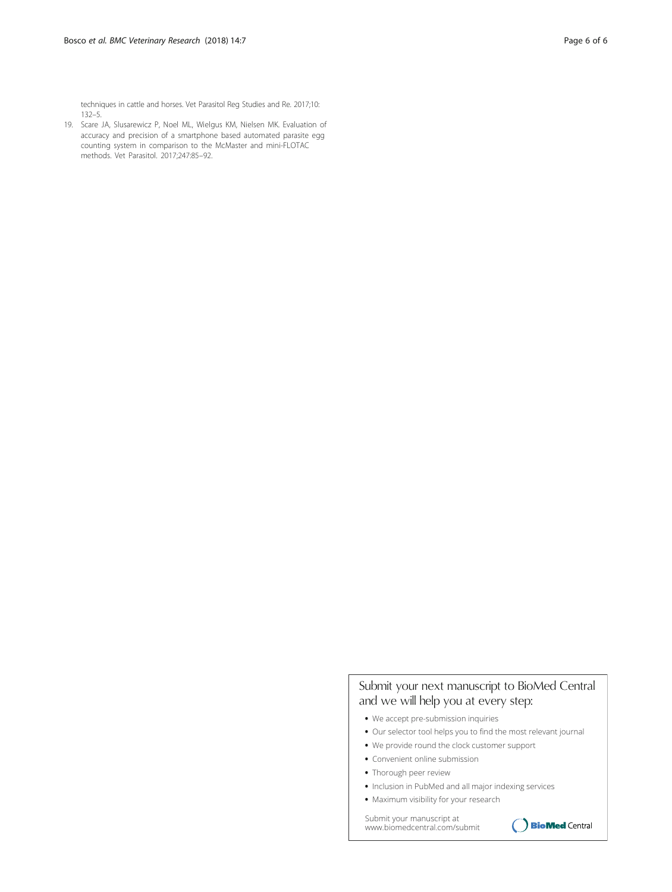techniques in cattle and horses. Vet Parasitol Reg Studies and Re. 2017;10: 132–5.

19. Scare JA, Slusarewicz P, Noel ML, Wielgus KM, Nielsen MK. Evaluation of accuracy and precision of a smartphone based automated parasite egg counting system in comparison to the McMaster and mini-FLOTAC methods. Vet Parasitol. 2017;247:85–92.

Submit your next manuscript to BioMed Central and we will help you at every step:

- We accept pre-submission inquiries
- Our selector tool helps you to find the most relevant journal
- We provide round the clock customer support
- Convenient online submission
- Thorough peer review
- Inclusion in PubMed and all major indexing services
- Maximum visibility for your research

Submit your manuscript at
www.biomedcentral.com/submit

BioMed Central